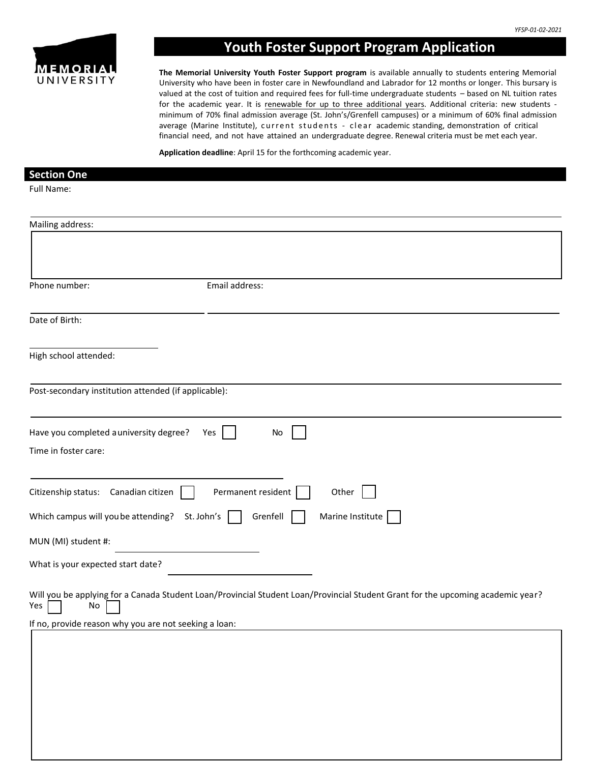YFSP-01-02-2021

MEMORIAL UNIVERSITY

# Youth Foster Support Program Application

**The Memorial University Youth Foster Support program** is available annually to students entering Memorial University who have been in foster care in Newfoundland and Labrador for 12 months or longer. This bursary is valued at the cost of tuition and required fees for full-time undergraduate students – based on NL tuition rates for the academic year. It is renewable for up to three additional years. Additional criteria: new students - minimum of 70% final admission average (St. John's/Grenfell campuses) or a minimum of 60% final admission average (Marine Institute), current students - clear academic standing, demonstration of critical financial need, and not have attained an undergraduate degree. Renewal criteria must be met each year.

**Application deadline**: April 15 for the forthcoming academic year.

## Section One

Full Name:

Mailing address:

Phone number:

Email address:

Date of Birth:

High school attended:

Post-secondary institution attended (if applicable):

Have you completed a university degree? Yes ☐ No ☐

Time in foster care:

Citizenship status: Canadian citizen ☐ Permanent resident ☐ Other ☐

Which campus will you be attending? St. John's ☐ Grenfell ☐ Marine Institute ☐

MUN (MI) student #:

What is your expected start date?

Will you be applying for a Canada Student Loan/Provincial Student Loan/Provincial Student Grant for the upcoming academic year?
Yes ☐ No ☐

If no, provide reason why you are not seeking a loan: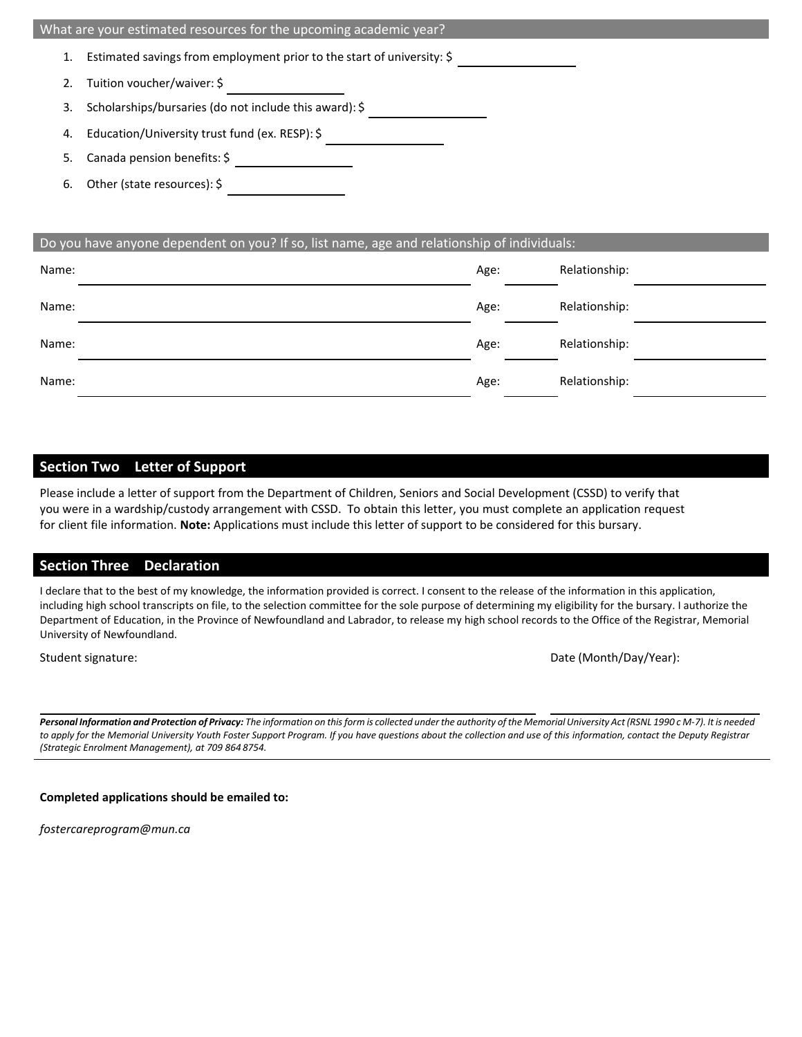## What are your estimated resources for the upcoming academic year?

1. Estimated savings from employment prior to the start of university: $ \_\_\_\_\_\_\_\_\_\_
2. Tuition voucher/waiver: $ \_\_\_\_\_\_\_\_\_\_
3. Scholarships/bursaries (do not include this award): $ \_\_\_\_\_\_\_\_\_\_
4. Education/University trust fund (ex. RESP): $ \_\_\_\_\_\_\_\_\_\_
5. Canada pension benefits: $ \_\_\_\_\_\_\_\_\_\_
6. Other (state resources): $ \_\_\_\_\_\_\_\_\_\_

## Do you have anyone dependent on you? If so, list name, age and relationship of individuals:

Name: \_\_\_\_\_\_\_\_\_\_ Age: \_\_\_\_\_ Relationship: \_\_\_\_\_\_\_\_\_\_

Name: \_\_\_\_\_\_\_\_\_\_ Age: \_\_\_\_\_ Relationship: \_\_\_\_\_\_\_\_\_\_

Name: \_\_\_\_\_\_\_\_\_\_ Age: \_\_\_\_\_ Relationship: \_\_\_\_\_\_\_\_\_\_

Name: \_\_\_\_\_\_\_\_\_\_ Age: \_\_\_\_\_ Relationship: \_\_\_\_\_\_\_\_\_\_

## Section Two Letter of Support

Please include a letter of support from the Department of Children, Seniors and Social Development (CSSD) to verify that you were in a wardship/custody arrangement with CSSD. To obtain this letter, you must complete an application request for client file information. **Note:** Applications must include this letter of support to be considered for this bursary.

## Section Three Declaration

I declare that to the best of my knowledge, the information provided is correct. I consent to the release of the information in this application, including high school transcripts on file, to the selection committee for the sole purpose of determining my eligibility for the bursary. I authorize the Department of Education, in the Province of Newfoundland and Labrador, to release my high school records to the Office of the Registrar, Memorial University of Newfoundland.

Student signature: \_\_\_\_\_\_\_\_\_\_ Date (Month/Day/Year): \_\_\_\_\_\_\_\_\_\_

***Personal Information and Protection of Privacy:*** *The information on this form is collected under the authority of the Memorial University Act (RSNL 1990 c M-7). It is needed to apply for the Memorial University Youth Foster Support Program. If you have questions about the collection and use of this information, contact the Deputy Registrar (Strategic Enrolment Management), at 709 864 8754.*

**Completed applications should be emailed to:**

*fostercareprogram@mun.ca*